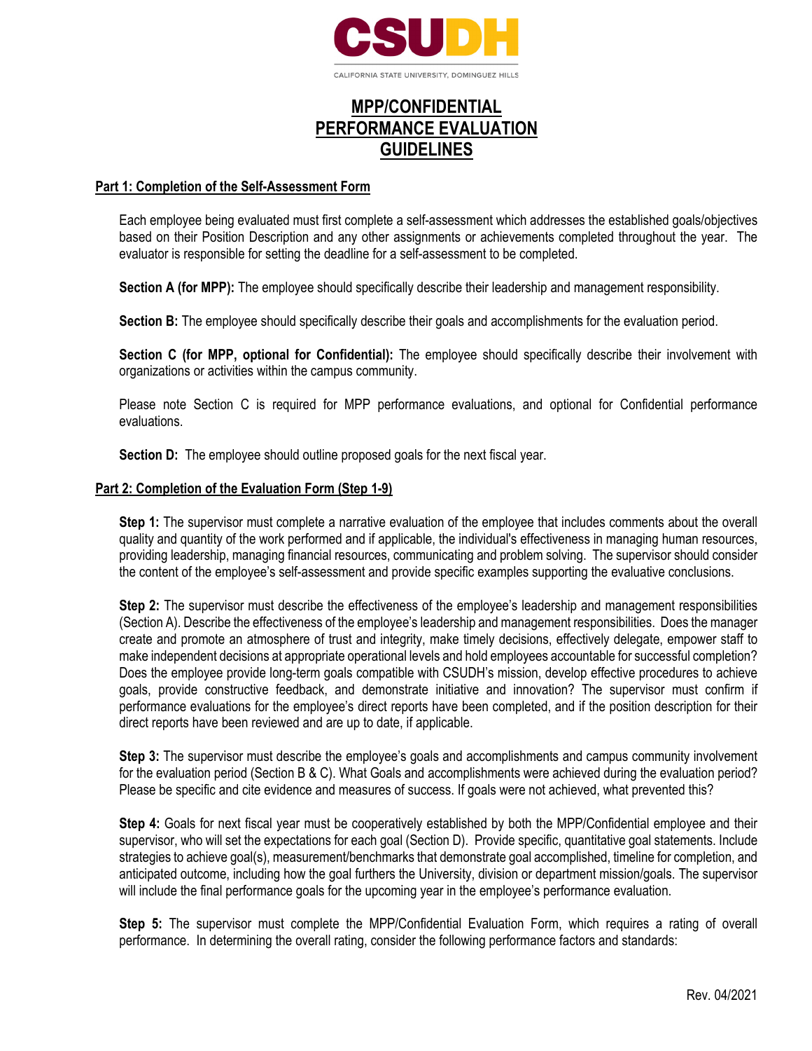CSUDH

CALIFORNIA STATE UNIVERSITY, DOMINGUEZ HILLS

# MPP/CONFIDENTIAL PERFORMANCE EVALUATION GUIDELINES

## Part 1: Completion of the Self-Assessment Form

Each employee being evaluated must first complete a self-assessment which addresses the established goals/objectives based on their Position Description and any other assignments or achievements completed throughout the year. The evaluator is responsible for setting the deadline for a self-assessment to be completed.

**Section A (for MPP):** The employee should specifically describe their leadership and management responsibility.

**Section B:** The employee should specifically describe their goals and accomplishments for the evaluation period.

**Section C (for MPP, optional for Confidential):** The employee should specifically describe their involvement with organizations or activities within the campus community.

Please note Section C is required for MPP performance evaluations, and optional for Confidential performance evaluations.

**Section D:** The employee should outline proposed goals for the next fiscal year.

## Part 2: Completion of the Evaluation Form (Step 1-9)

**Step 1:** The supervisor must complete a narrative evaluation of the employee that includes comments about the overall quality and quantity of the work performed and if applicable, the individual's effectiveness in managing human resources, providing leadership, managing financial resources, communicating and problem solving. The supervisor should consider the content of the employee's self-assessment and provide specific examples supporting the evaluative conclusions.

**Step 2:** The supervisor must describe the effectiveness of the employee's leadership and management responsibilities (Section A). Describe the effectiveness of the employee's leadership and management responsibilities. Does the manager create and promote an atmosphere of trust and integrity, make timely decisions, effectively delegate, empower staff to make independent decisions at appropriate operational levels and hold employees accountable for successful completion? Does the employee provide long-term goals compatible with CSUDH's mission, develop effective procedures to achieve goals, provide constructive feedback, and demonstrate initiative and innovation? The supervisor must confirm if performance evaluations for the employee's direct reports have been completed, and if the position description for their direct reports have been reviewed and are up to date, if applicable.

**Step 3:** The supervisor must describe the employee's goals and accomplishments and campus community involvement for the evaluation period (Section B & C). What Goals and accomplishments were achieved during the evaluation period? Please be specific and cite evidence and measures of success. If goals were not achieved, what prevented this?

**Step 4:** Goals for next fiscal year must be cooperatively established by both the MPP/Confidential employee and their supervisor, who will set the expectations for each goal (Section D). Provide specific, quantitative goal statements. Include strategies to achieve goal(s), measurement/benchmarks that demonstrate goal accomplished, timeline for completion, and anticipated outcome, including how the goal furthers the University, division or department mission/goals. The supervisor will include the final performance goals for the upcoming year in the employee's performance evaluation.

**Step 5:** The supervisor must complete the MPP/Confidential Evaluation Form, which requires a rating of overall performance. In determining the overall rating, consider the following performance factors and standards:

Rev. 04/2021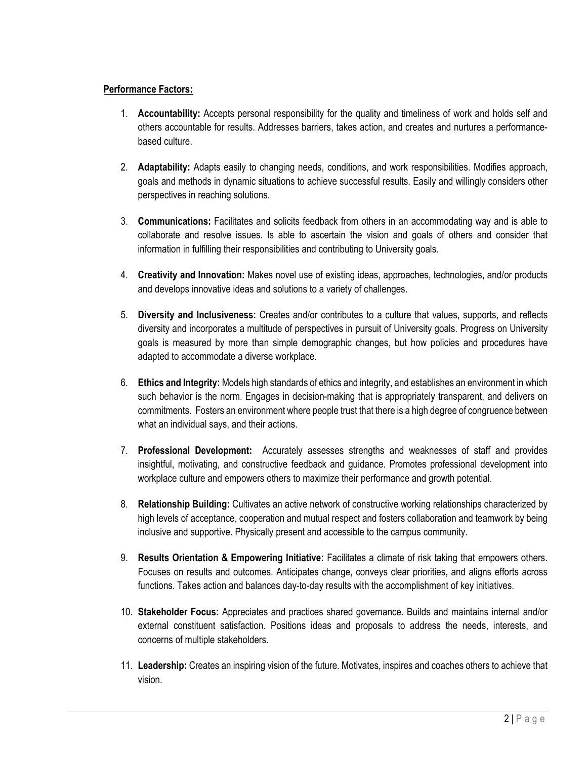**Performance Factors:**

1. **Accountability:** Accepts personal responsibility for the quality and timeliness of work and holds self and others accountable for results. Addresses barriers, takes action, and creates and nurtures a performance-based culture.

2. **Adaptability:** Adapts easily to changing needs, conditions, and work responsibilities. Modifies approach, goals and methods in dynamic situations to achieve successful results. Easily and willingly considers other perspectives in reaching solutions.

3. **Communications:** Facilitates and solicits feedback from others in an accommodating way and is able to collaborate and resolve issues. Is able to ascertain the vision and goals of others and consider that information in fulfilling their responsibilities and contributing to University goals.

4. **Creativity and Innovation:** Makes novel use of existing ideas, approaches, technologies, and/or products and develops innovative ideas and solutions to a variety of challenges.

5. **Diversity and Inclusiveness:** Creates and/or contributes to a culture that values, supports, and reflects diversity and incorporates a multitude of perspectives in pursuit of University goals. Progress on University goals is measured by more than simple demographic changes, but how policies and procedures have adapted to accommodate a diverse workplace.

6. **Ethics and Integrity:** Models high standards of ethics and integrity, and establishes an environment in which such behavior is the norm. Engages in decision-making that is appropriately transparent, and delivers on commitments. Fosters an environment where people trust that there is a high degree of congruence between what an individual says, and their actions.

7. **Professional Development:** Accurately assesses strengths and weaknesses of staff and provides insightful, motivating, and constructive feedback and guidance. Promotes professional development into workplace culture and empowers others to maximize their performance and growth potential.

8. **Relationship Building:** Cultivates an active network of constructive working relationships characterized by high levels of acceptance, cooperation and mutual respect and fosters collaboration and teamwork by being inclusive and supportive. Physically present and accessible to the campus community.

9. **Results Orientation & Empowering Initiative:** Facilitates a climate of risk taking that empowers others. Focuses on results and outcomes. Anticipates change, conveys clear priorities, and aligns efforts across functions. Takes action and balances day-to-day results with the accomplishment of key initiatives.

10. **Stakeholder Focus:** Appreciates and practices shared governance. Builds and maintains internal and/or external constituent satisfaction. Positions ideas and proposals to address the needs, interests, and concerns of multiple stakeholders.

11. **Leadership:** Creates an inspiring vision of the future. Motivates, inspires and coaches others to achieve that vision.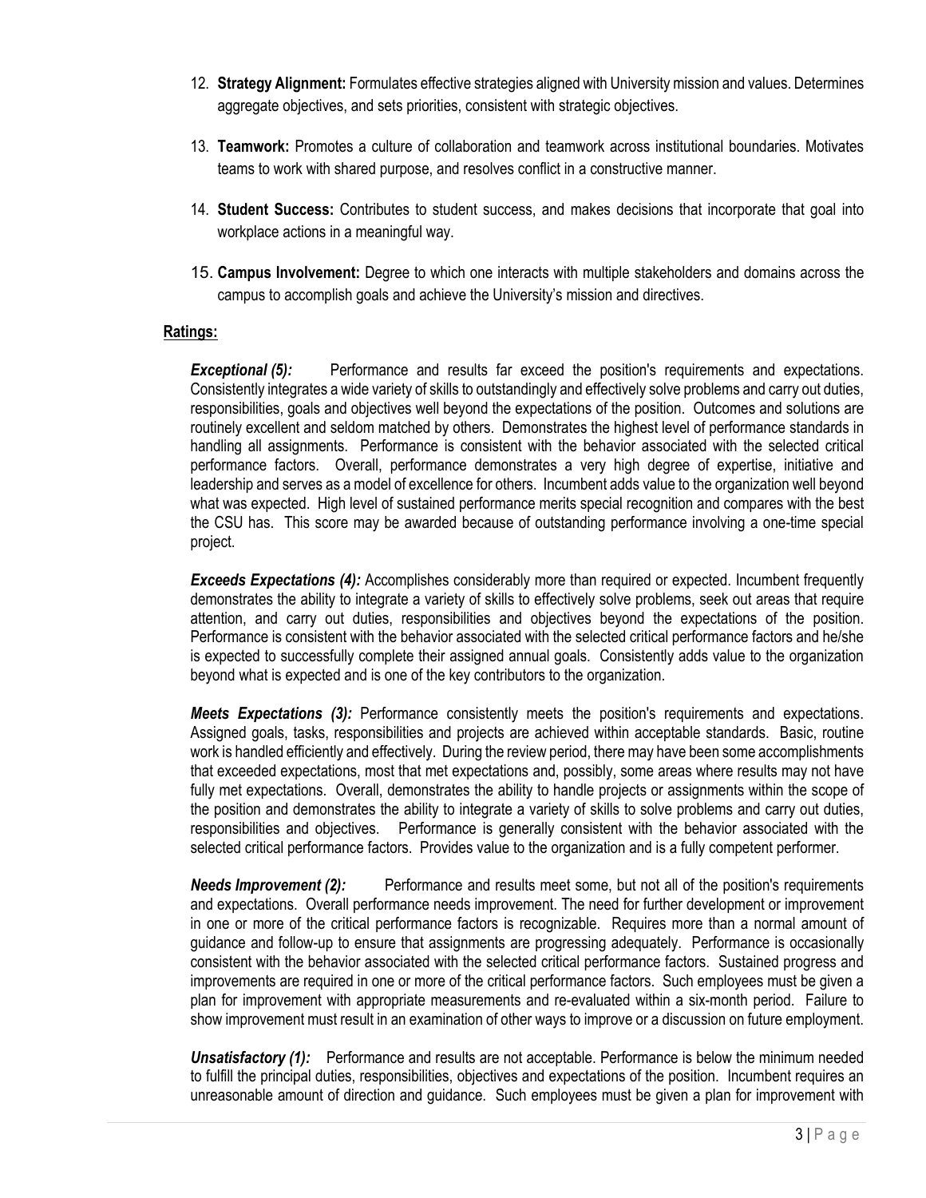12. **Strategy Alignment:** Formulates effective strategies aligned with University mission and values. Determines aggregate objectives, and sets priorities, consistent with strategic objectives.

13. **Teamwork:** Promotes a culture of collaboration and teamwork across institutional boundaries. Motivates teams to work with shared purpose, and resolves conflict in a constructive manner.

14. **Student Success:** Contributes to student success, and makes decisions that incorporate that goal into workplace actions in a meaningful way.

15. **Campus Involvement:** Degree to which one interacts with multiple stakeholders and domains across the campus to accomplish goals and achieve the University's mission and directives.

**Ratings:**

***Exceptional (5):*** Performance and results far exceed the position's requirements and expectations. Consistently integrates a wide variety of skills to outstandingly and effectively solve problems and carry out duties, responsibilities, goals and objectives well beyond the expectations of the position. Outcomes and solutions are routinely excellent and seldom matched by others. Demonstrates the highest level of performance standards in handling all assignments. Performance is consistent with the behavior associated with the selected critical performance factors. Overall, performance demonstrates a very high degree of expertise, initiative and leadership and serves as a model of excellence for others. Incumbent adds value to the organization well beyond what was expected. High level of sustained performance merits special recognition and compares with the best the CSU has. This score may be awarded because of outstanding performance involving a one-time special project.

***Exceeds Expectations (4):*** Accomplishes considerably more than required or expected. Incumbent frequently demonstrates the ability to integrate a variety of skills to effectively solve problems, seek out areas that require attention, and carry out duties, responsibilities and objectives beyond the expectations of the position. Performance is consistent with the behavior associated with the selected critical performance factors and he/she is expected to successfully complete their assigned annual goals. Consistently adds value to the organization beyond what is expected and is one of the key contributors to the organization.

***Meets Expectations (3):*** Performance consistently meets the position's requirements and expectations. Assigned goals, tasks, responsibilities and projects are achieved within acceptable standards. Basic, routine work is handled efficiently and effectively. During the review period, there may have been some accomplishments that exceeded expectations, most that met expectations and, possibly, some areas where results may not have fully met expectations. Overall, demonstrates the ability to handle projects or assignments within the scope of the position and demonstrates the ability to integrate a variety of skills to solve problems and carry out duties, responsibilities and objectives. Performance is generally consistent with the behavior associated with the selected critical performance factors. Provides value to the organization and is a fully competent performer.

***Needs Improvement (2):*** Performance and results meet some, but not all of the position's requirements and expectations. Overall performance needs improvement. The need for further development or improvement in one or more of the critical performance factors is recognizable. Requires more than a normal amount of guidance and follow-up to ensure that assignments are progressing adequately. Performance is occasionally consistent with the behavior associated with the selected critical performance factors. Sustained progress and improvements are required in one or more of the critical performance factors. Such employees must be given a plan for improvement with appropriate measurements and re-evaluated within a six-month period. Failure to show improvement must result in an examination of other ways to improve or a discussion on future employment.

***Unsatisfactory (1):*** Performance and results are not acceptable. Performance is below the minimum needed to fulfill the principal duties, responsibilities, objectives and expectations of the position. Incumbent requires an unreasonable amount of direction and guidance. Such employees must be given a plan for improvement with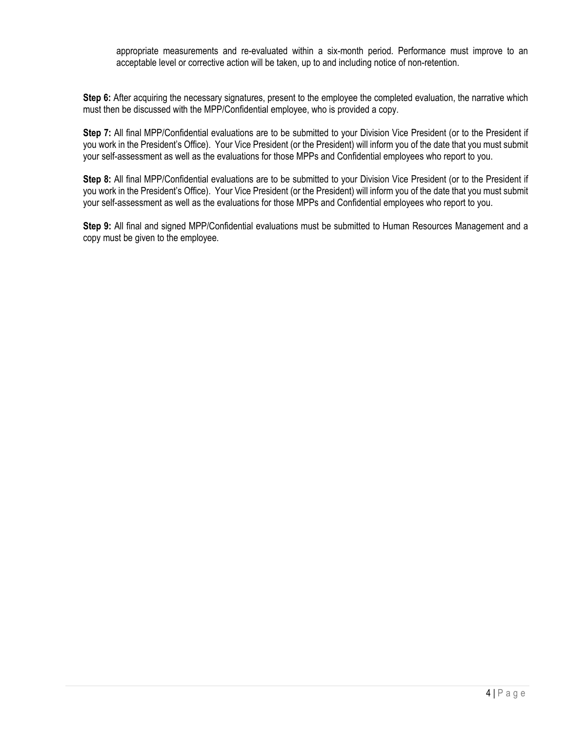appropriate measurements and re-evaluated within a six-month period. Performance must improve to an acceptable level or corrective action will be taken, up to and including notice of non-retention.

**Step 6:** After acquiring the necessary signatures, present to the employee the completed evaluation, the narrative which must then be discussed with the MPP/Confidential employee, who is provided a copy.

**Step 7:** All final MPP/Confidential evaluations are to be submitted to your Division Vice President (or to the President if you work in the President's Office). Your Vice President (or the President) will inform you of the date that you must submit your self-assessment as well as the evaluations for those MPPs and Confidential employees who report to you.

**Step 8:** All final MPP/Confidential evaluations are to be submitted to your Division Vice President (or to the President if you work in the President's Office). Your Vice President (or the President) will inform you of the date that you must submit your self-assessment as well as the evaluations for those MPPs and Confidential employees who report to you.

**Step 9:** All final and signed MPP/Confidential evaluations must be submitted to Human Resources Management and a copy must be given to the employee.